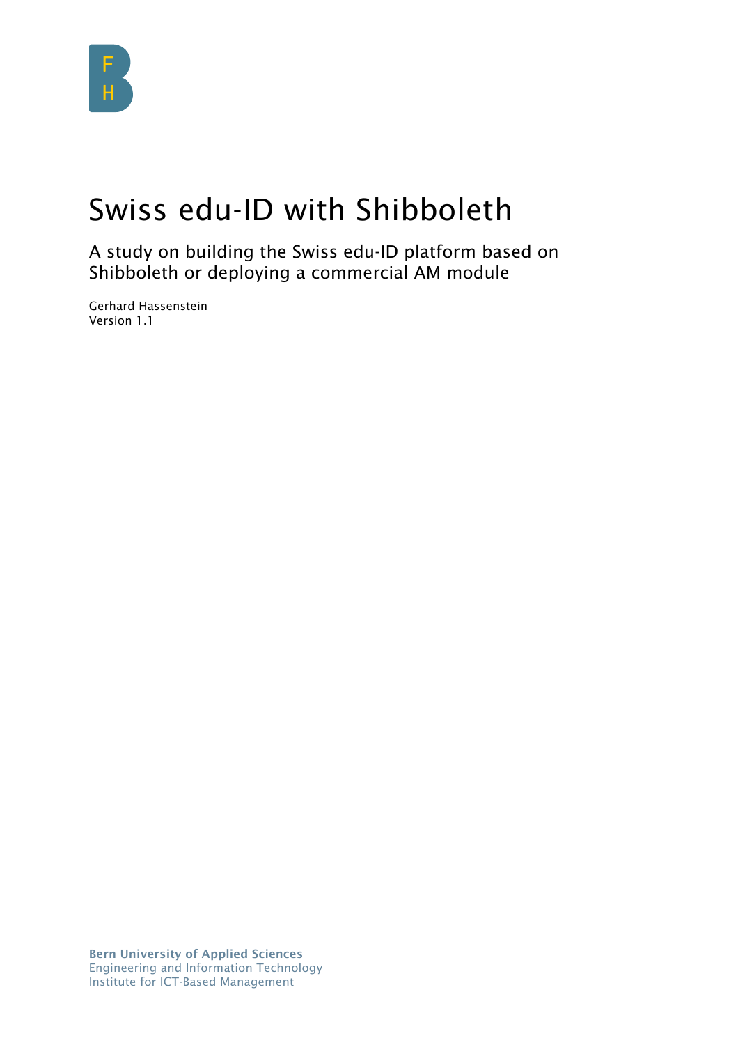# Swiss edu-ID with Shibboleth

A study on building the Swiss edu-ID platform based on Shibboleth or deploying a commercial AM module

Gerhard Hassenstein
Version 1.1

**Bern University of Applied Sciences**
Engineering and Information Technology
Institute for ICT-Based Management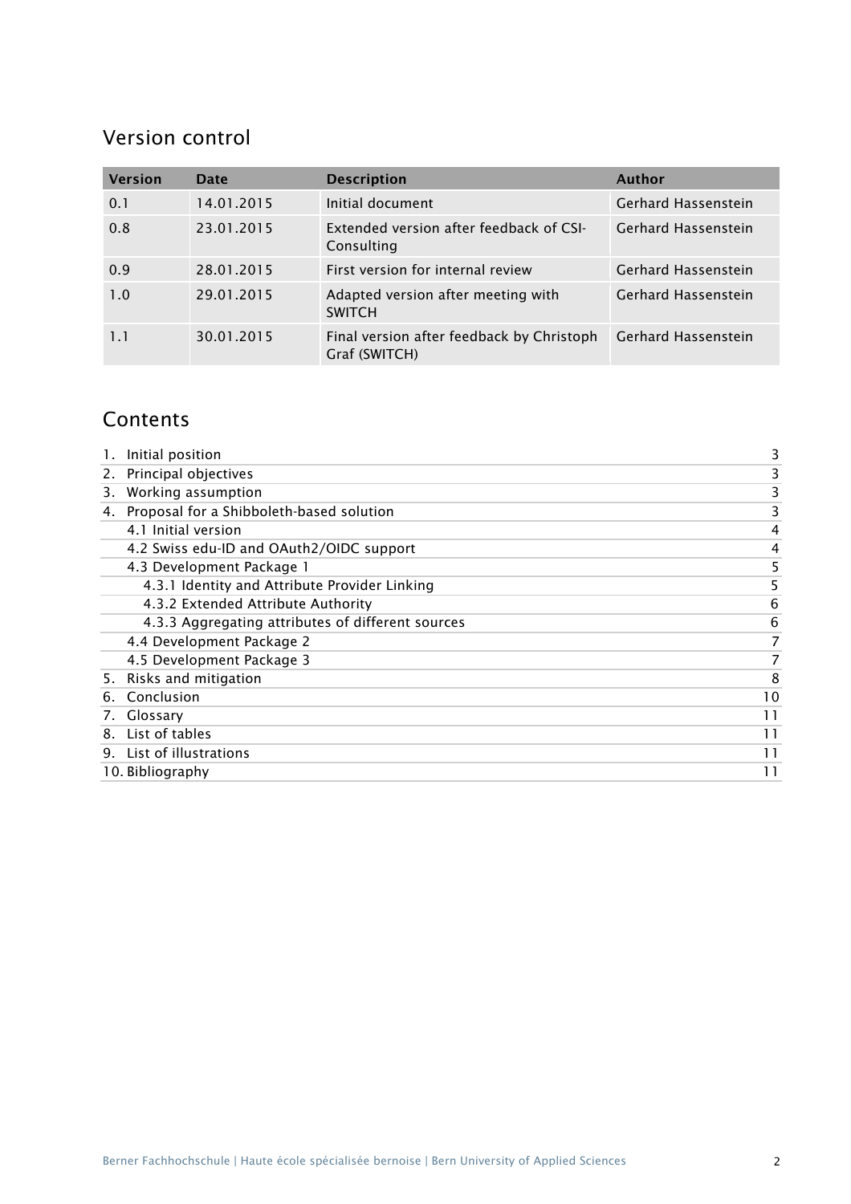## Version control

| Version | Date | Description | Author |
|---|---|---|---|
| 0.1 | 14.01.2015 | Initial document | Gerhard Hassenstein |
| 0.8 | 23.01.2015 | Extended version after feedback of CSI-Consulting | Gerhard Hassenstein |
| 0.9 | 28.01.2015 | First version for internal review | Gerhard Hassenstein |
| 1.0 | 29.01.2015 | Adapted version after meeting with SWITCH | Gerhard Hassenstein |
| 1.1 | 30.01.2015 | Final version after feedback by Christoph Graf (SWITCH) | Gerhard Hassenstein |

## Contents

| | |
|---|---|
| 1. Initial position | 3 |
| 2. Principal objectives | 3 |
| 3. Working assumption | 3 |
| 4. Proposal for a Shibboleth-based solution | 3 |
| 4.1 Initial version | 4 |
| 4.2 Swiss edu-ID and OAuth2/OIDC support | 4 |
| 4.3 Development Package 1 | 5 |
| 4.3.1 Identity and Attribute Provider Linking | 5 |
| 4.3.2 Extended Attribute Authority | 6 |
| 4.3.3 Aggregating attributes of different sources | 6 |
| 4.4 Development Package 2 | 7 |
| 4.5 Development Package 3 | 7 |
| 5. Risks and mitigation | 8 |
| 6. Conclusion | 10 |
| 7. Glossary | 11 |
| 8. List of tables | 11 |
| 9. List of illustrations | 11 |
| 10. Bibliography | 11 |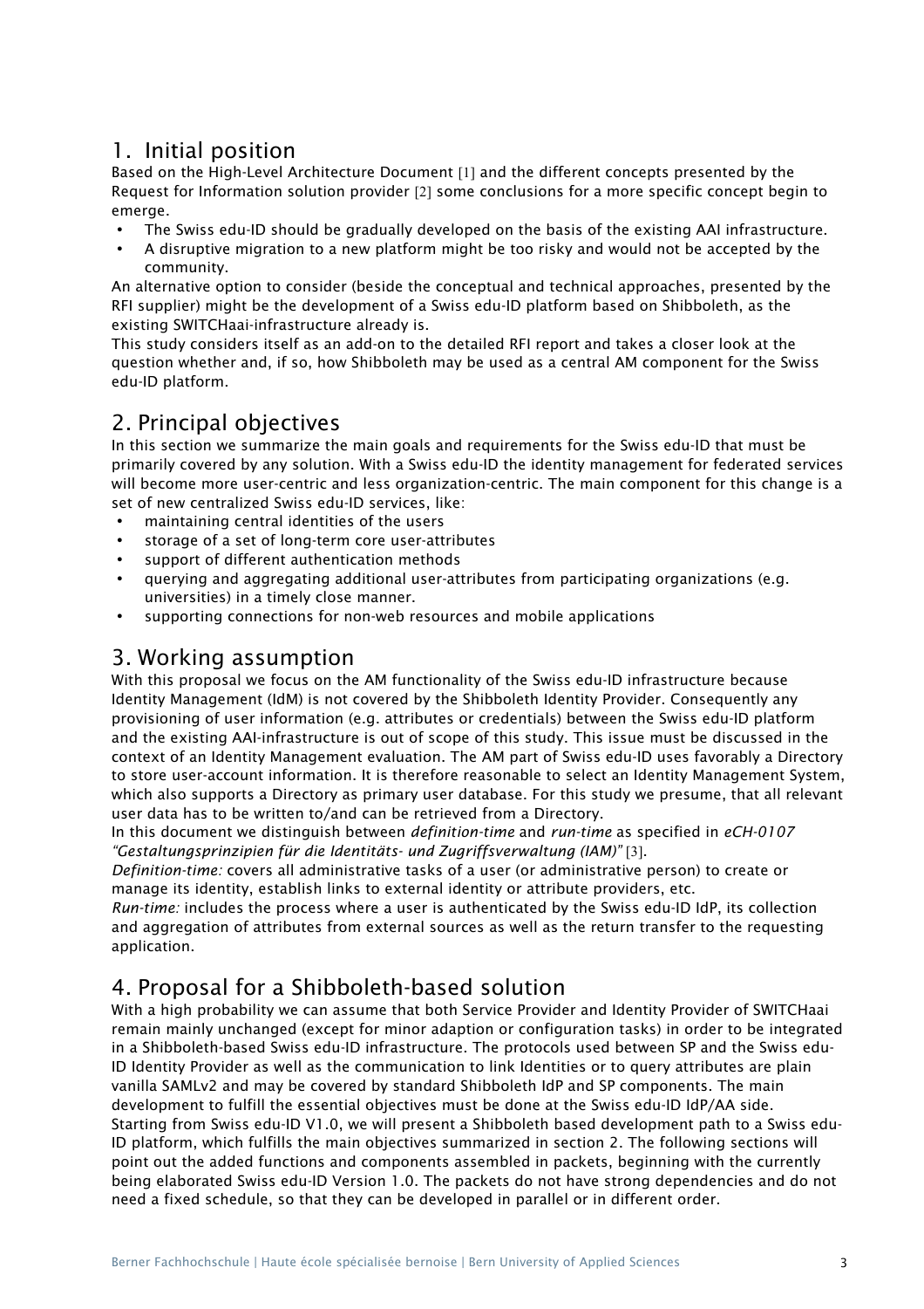## 1. Initial position

Based on the High-Level Architecture Document [1] and the different concepts presented by the Request for Information solution provider [2] some conclusions for a more specific concept begin to emerge.

- The Swiss edu-ID should be gradually developed on the basis of the existing AAI infrastructure.
- A disruptive migration to a new platform might be too risky and would not be accepted by the community.

An alternative option to consider (beside the conceptual and technical approaches, presented by the RFI supplier) might be the development of a Swiss edu-ID platform based on Shibboleth, as the existing SWITCHaai-infrastructure already is.

This study considers itself as an add-on to the detailed RFI report and takes a closer look at the question whether and, if so, how Shibboleth may be used as a central AM component for the Swiss edu-ID platform.

## 2. Principal objectives

In this section we summarize the main goals and requirements for the Swiss edu-ID that must be primarily covered by any solution. With a Swiss edu-ID the identity management for federated services will become more user-centric and less organization-centric. The main component for this change is a set of new centralized Swiss edu-ID services, like:

- maintaining central identities of the users
- storage of a set of long-term core user-attributes
- support of different authentication methods
- querying and aggregating additional user-attributes from participating organizations (e.g. universities) in a timely close manner.
- supporting connections for non-web resources and mobile applications

## 3. Working assumption

With this proposal we focus on the AM functionality of the Swiss edu-ID infrastructure because Identity Management (IdM) is not covered by the Shibboleth Identity Provider. Consequently any provisioning of user information (e.g. attributes or credentials) between the Swiss edu-ID platform and the existing AAI-infrastructure is out of scope of this study. This issue must be discussed in the context of an Identity Management evaluation. The AM part of Swiss edu-ID uses favorably a Directory to store user-account information. It is therefore reasonable to select an Identity Management System, which also supports a Directory as primary user database. For this study we presume, that all relevant user data has to be written to/and can be retrieved from a Directory.

In this document we distinguish between *definition-time* and *run-time* as specified in *eCH-0107 "Gestaltungsprinzipien für die Identitäts- und Zugriffsverwaltung (IAM)"* [3].

*Definition-time:* covers all administrative tasks of a user (or administrative person) to create or manage its identity, establish links to external identity or attribute providers, etc.

*Run-time:* includes the process where a user is authenticated by the Swiss edu-ID IdP, its collection and aggregation of attributes from external sources as well as the return transfer to the requesting application.

## 4. Proposal for a Shibboleth-based solution

With a high probability we can assume that both Service Provider and Identity Provider of SWITCHaai remain mainly unchanged (except for minor adaption or configuration tasks) in order to be integrated in a Shibboleth-based Swiss edu-ID infrastructure. The protocols used between SP and the Swiss edu-ID Identity Provider as well as the communication to link Identities or to query attributes are plain vanilla SAMLv2 and may be covered by standard Shibboleth IdP and SP components. The main development to fulfill the essential objectives must be done at the Swiss edu-ID IdP/AA side.

Starting from Swiss edu-ID V1.0, we will present a Shibboleth based development path to a Swiss edu-ID platform, which fulfills the main objectives summarized in section 2. The following sections will point out the added functions and components assembled in packets, beginning with the currently being elaborated Swiss edu-ID Version 1.0. The packets do not have strong dependencies and do not need a fixed schedule, so that they can be developed in parallel or in different order.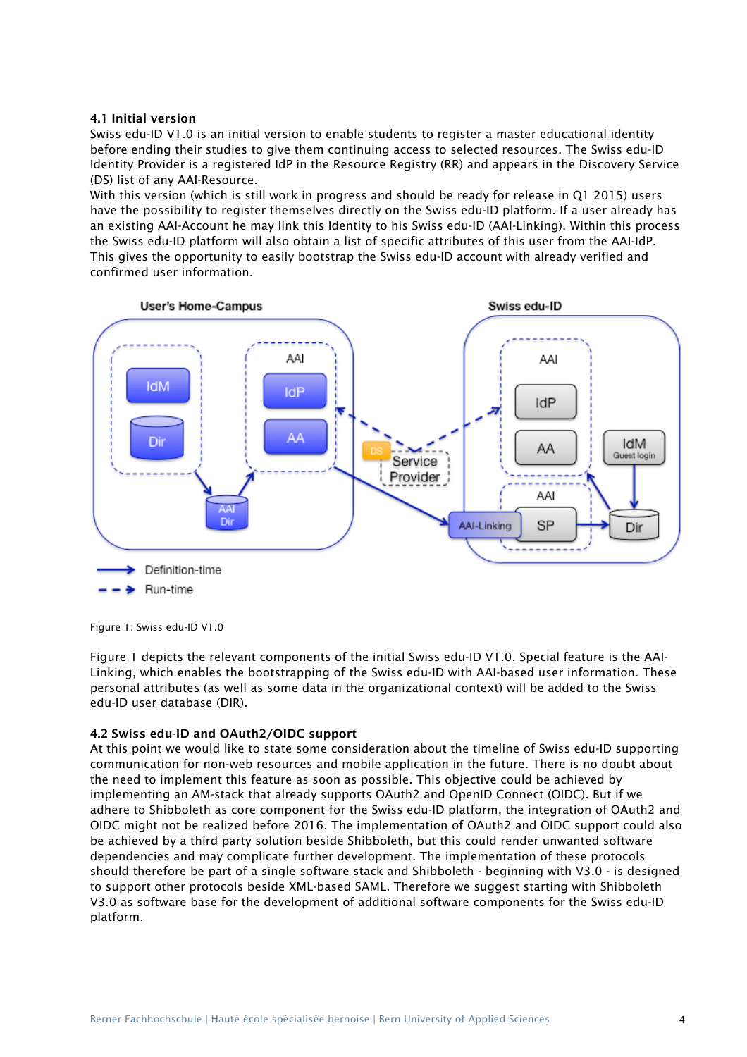### 4.1 Initial version

Swiss edu-ID V1.0 is an initial version to enable students to register a master educational identity before ending their studies to give them continuing access to selected resources. The Swiss edu-ID Identity Provider is a registered IdP in the Resource Registry (RR) and appears in the Discovery Service (DS) list of any AAI-Resource.

With this version (which is still work in progress and should be ready for release in Q1 2015) users have the possibility to register themselves directly on the Swiss edu-ID platform. If a user already has an existing AAI-Account he may link this Identity to his Swiss edu-ID (AAI-Linking). Within this process the Swiss edu-ID platform will also obtain a list of specific attributes of this user from the AAI-IdP. This gives the opportunity to easily bootstrap the Swiss edu-ID account with already verified and confirmed user information.

Figure 1: Swiss edu-ID V1.0

Figure 1 depicts the relevant components of the initial Swiss edu-ID V1.0. Special feature is the AAI-Linking, which enables the bootstrapping of the Swiss edu-ID with AAI-based user information. These personal attributes (as well as some data in the organizational context) will be added to the Swiss edu-ID user database (DIR).

### 4.2 Swiss edu-ID and OAuth2/OIDC support

At this point we would like to state some consideration about the timeline of Swiss edu-ID supporting communication for non-web resources and mobile application in the future. There is no doubt about the need to implement this feature as soon as possible. This objective could be achieved by implementing an AM-stack that already supports OAuth2 and OpenID Connect (OIDC). But if we adhere to Shibboleth as core component for the Swiss edu-ID platform, the integration of OAuth2 and OIDC might not be realized before 2016. The implementation of OAuth2 and OIDC support could also be achieved by a third party solution beside Shibboleth, but this could render unwanted software dependencies and may complicate further development. The implementation of these protocols should therefore be part of a single software stack and Shibboleth - beginning with V3.0 - is designed to support other protocols beside XML-based SAML. Therefore we suggest starting with Shibboleth V3.0 as software base for the development of additional software components for the Swiss edu-ID platform.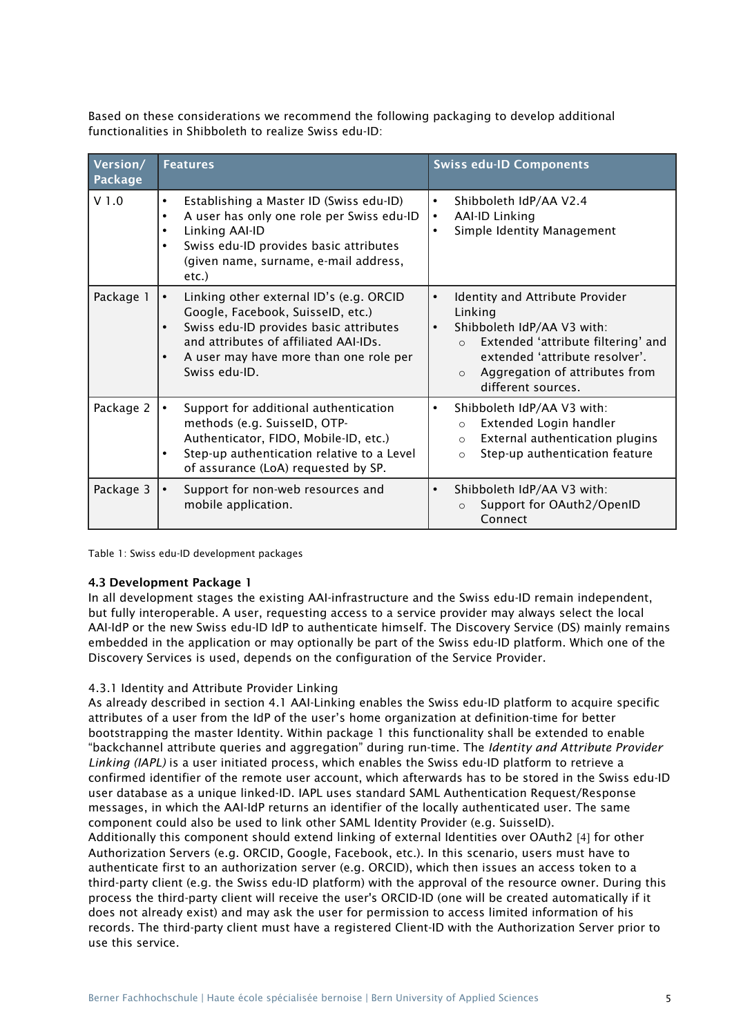Based on these considerations we recommend the following packaging to develop additional functionalities in Shibboleth to realize Swiss edu-ID:

| Version/ Package | Features | Swiss edu-ID Components |
|---|---|---|
| V 1.0 | • Establishing a Master ID (Swiss edu-ID)<br>• A user has only one role per Swiss edu-ID<br>• Linking AAI-ID<br>• Swiss edu-ID provides basic attributes (given name, surname, e-mail address, etc.) | • Shibboleth IdP/AA V2.4<br>• AAI-ID Linking<br>• Simple Identity Management |
| Package 1 | • Linking other external ID's (e.g. ORCID Google, Facebook, SuisseID, etc.)<br>• Swiss edu-ID provides basic attributes and attributes of affiliated AAI-IDs.<br>• A user may have more than one role per Swiss edu-ID. | • Identity and Attribute Provider Linking<br>• Shibboleth IdP/AA V3 with:<br>  ○ Extended 'attribute filtering' and extended 'attribute resolver'.<br>  ○ Aggregation of attributes from different sources. |
| Package 2 | • Support for additional authentication methods (e.g. SuisseID, OTP-Authenticator, FIDO, Mobile-ID, etc.)<br>• Step-up authentication relative to a Level of assurance (LoA) requested by SP. | • Shibboleth IdP/AA V3 with:<br>  ○ Extended Login handler<br>  ○ External authentication plugins<br>  ○ Step-up authentication feature |
| Package 3 | • Support for non-web resources and mobile application. | • Shibboleth IdP/AA V3 with:<br>  ○ Support for OAuth2/OpenID Connect |

Table 1: Swiss edu-ID development packages

### 4.3 Development Package 1

In all development stages the existing AAI-infrastructure and the Swiss edu-ID remain independent, but fully interoperable. A user, requesting access to a service provider may always select the local AAI-IdP or the new Swiss edu-ID IdP to authenticate himself. The Discovery Service (DS) mainly remains embedded in the application or may optionally be part of the Swiss edu-ID platform. Which one of the Discovery Services is used, depends on the configuration of the Service Provider.

#### 4.3.1 Identity and Attribute Provider Linking

As already described in section 4.1 AAI-Linking enables the Swiss edu-ID platform to acquire specific attributes of a user from the IdP of the user's home organization at definition-time for better bootstrapping the master Identity. Within package 1 this functionality shall be extended to enable "backchannel attribute queries and aggregation" during run-time. The *Identity and Attribute Provider Linking (IAPL)* is a user initiated process, which enables the Swiss edu-ID platform to retrieve a confirmed identifier of the remote user account, which afterwards has to be stored in the Swiss edu-ID user database as a unique linked-ID. IAPL uses standard SAML Authentication Request/Response messages, in which the AAI-IdP returns an identifier of the locally authenticated user. The same component could also be used to link other SAML Identity Provider (e.g. SuisseID).
Additionally this component should extend linking of external Identities over OAuth2 [4] for other Authorization Servers (e.g. ORCID, Google, Facebook, etc.). In this scenario, users must have to authenticate first to an authorization server (e.g. ORCID), which then issues an access token to a third-party client (e.g. the Swiss edu-ID platform) with the approval of the resource owner. During this process the third-party client will receive the user's ORCID-ID (one will be created automatically if it does not already exist) and may ask the user for permission to access limited information of his records. The third-party client must have a registered Client-ID with the Authorization Server prior to use this service.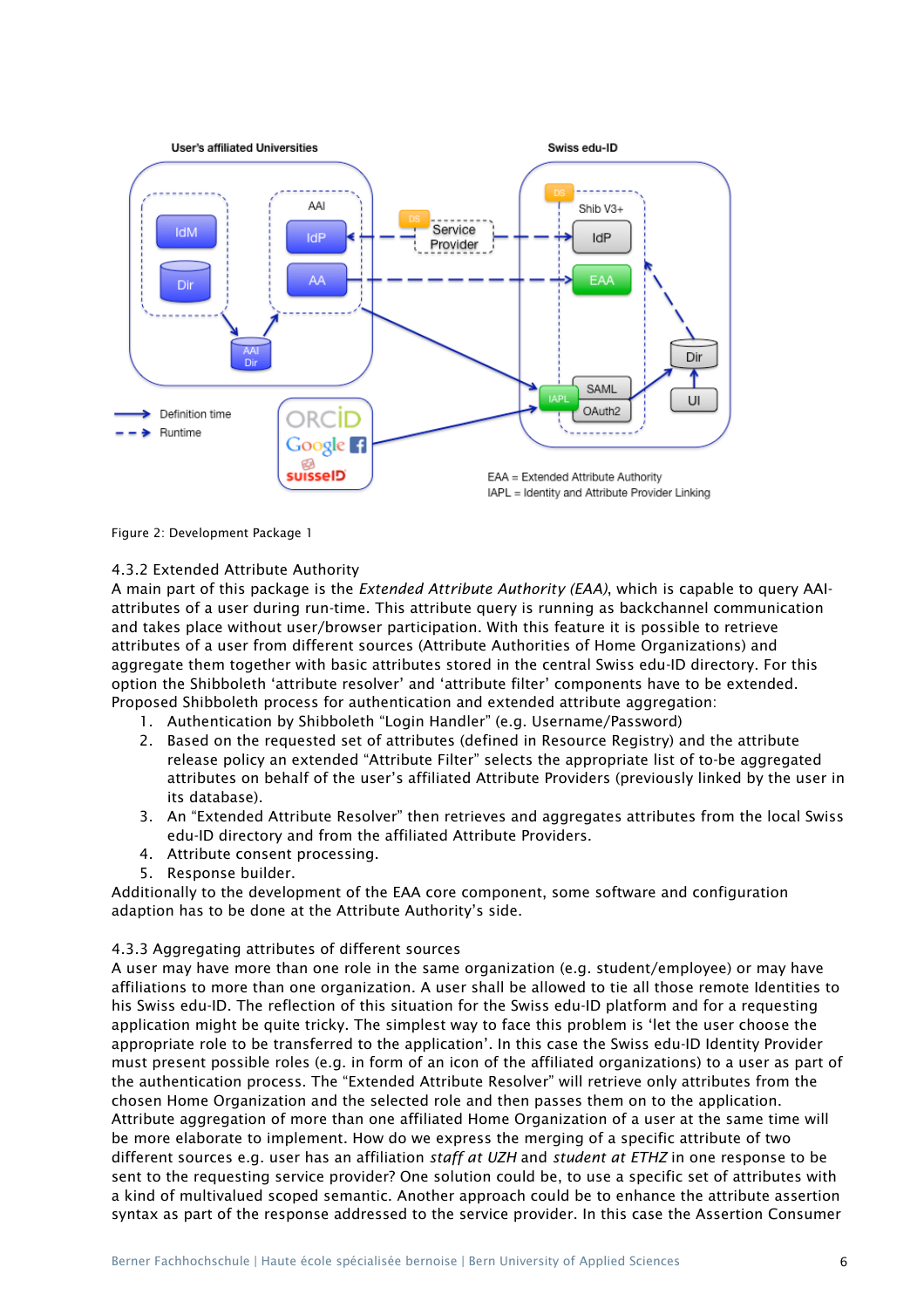Figure 2: Development Package 1

### 4.3.2 Extended Attribute Authority

A main part of this package is the *Extended Attribute Authority (EAA)*, which is capable to query AAI-attributes of a user during run-time. This attribute query is running as backchannel communication and takes place without user/browser participation. With this feature it is possible to retrieve attributes of a user from different sources (Attribute Authorities of Home Organizations) and aggregate them together with basic attributes stored in the central Swiss edu-ID directory. For this option the Shibboleth 'attribute resolver' and 'attribute filter' components have to be extended.

Proposed Shibboleth process for authentication and extended attribute aggregation:

1. Authentication by Shibboleth "Login Handler" (e.g. Username/Password)
2. Based on the requested set of attributes (defined in Resource Registry) and the attribute release policy an extended "Attribute Filter" selects the appropriate list of to-be aggregated attributes on behalf of the user's affiliated Attribute Providers (previously linked by the user in its database).
3. An "Extended Attribute Resolver" then retrieves and aggregates attributes from the local Swiss edu-ID directory and from the affiliated Attribute Providers.
4. Attribute consent processing.
5. Response builder.

Additionally to the development of the EAA core component, some software and configuration adaption has to be done at the Attribute Authority's side.

### 4.3.3 Aggregating attributes of different sources

A user may have more than one role in the same organization (e.g. student/employee) or may have affiliations to more than one organization. A user shall be allowed to tie all those remote Identities to his Swiss edu-ID. The reflection of this situation for the Swiss edu-ID platform and for a requesting application might be quite tricky. The simplest way to face this problem is 'let the user choose the appropriate role to be transferred to the application'. In this case the Swiss edu-ID Identity Provider must present possible roles (e.g. in form of an icon of the affiliated organizations) to a user as part of the authentication process. The "Extended Attribute Resolver" will retrieve only attributes from the chosen Home Organization and the selected role and then passes them on to the application. Attribute aggregation of more than one affiliated Home Organization of a user at the same time will be more elaborate to implement. How do we express the merging of a specific attribute of two different sources e.g. user has an affiliation *staff at UZH* and *student at ETHZ* in one response to be sent to the requesting service provider? One solution could be, to use a specific set of attributes with a kind of multivalued scoped semantic. Another approach could be to enhance the attribute assertion syntax as part of the response addressed to the service provider. In this case the Assertion Consumer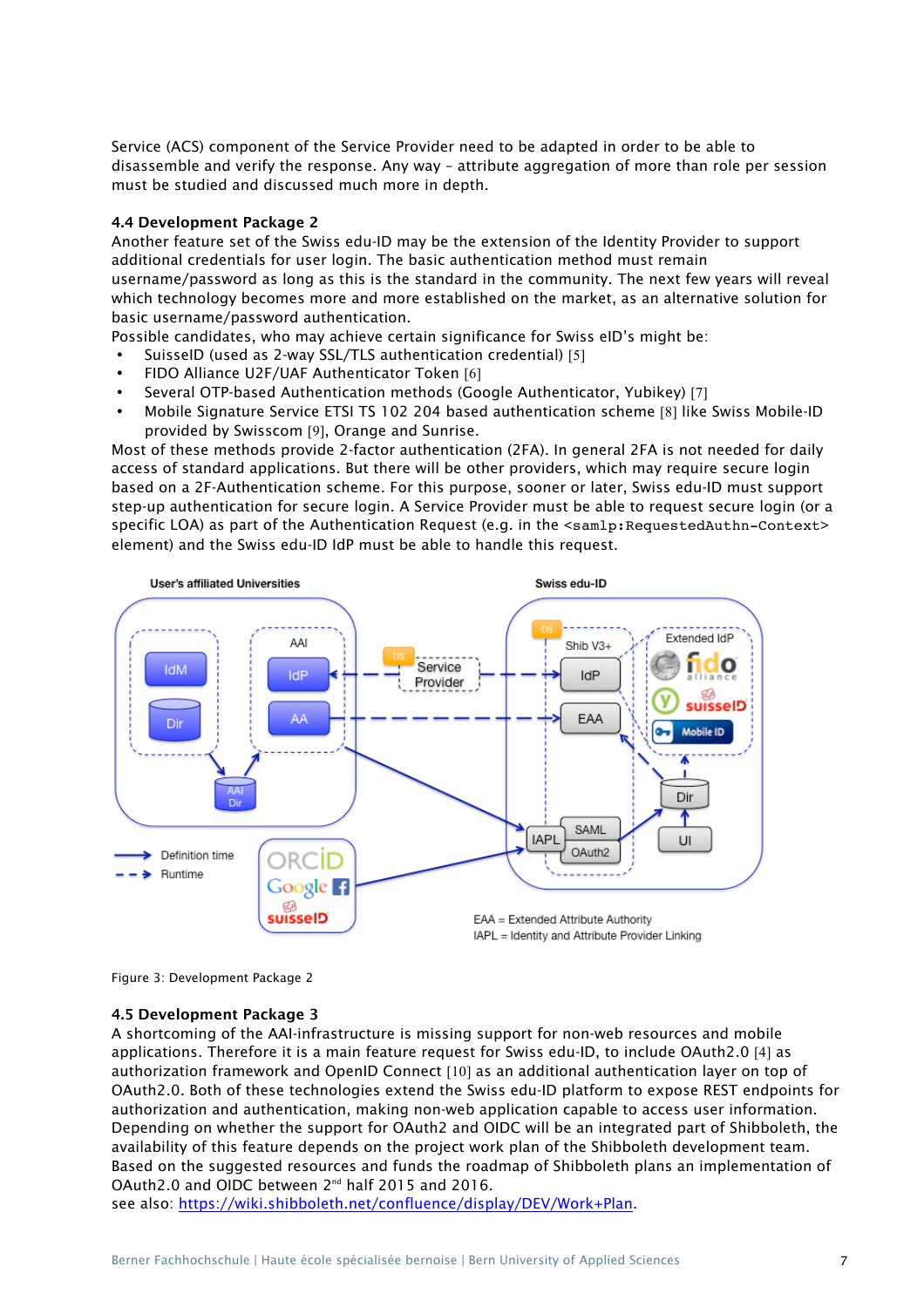Service (ACS) component of the Service Provider need to be adapted in order to be able to disassemble and verify the response. Any way – attribute aggregation of more than role per session must be studied and discussed much more in depth.

### 4.4 Development Package 2

Another feature set of the Swiss edu-ID may be the extension of the Identity Provider to support additional credentials for user login. The basic authentication method must remain username/password as long as this is the standard in the community. The next few years will reveal which technology becomes more and more established on the market, as an alternative solution for basic username/password authentication.
Possible candidates, who may achieve certain significance for Swiss eID's might be:

- SuisseID (used as 2-way SSL/TLS authentication credential) [5]
- FIDO Alliance U2F/UAF Authenticator Token [6]
- Several OTP-based Authentication methods (Google Authenticator, Yubikey) [7]
- Mobile Signature Service ETSI TS 102 204 based authentication scheme [8] like Swiss Mobile-ID provided by Swisscom [9], Orange and Sunrise.

Most of these methods provide 2-factor authentication (2FA). In general 2FA is not needed for daily access of standard applications. But there will be other providers, which may require secure login based on a 2F-Authentication scheme. For this purpose, sooner or later, Swiss edu-ID must support step-up authentication for secure login. A Service Provider must be able to request secure login (or a specific LOA) as part of the Authentication Request (e.g. in the `<samlp:RequestedAuthn-Context>` element) and the Swiss edu-ID IdP must be able to handle this request.

Figure 3: Development Package 2

### 4.5 Development Package 3

A shortcoming of the AAI-infrastructure is missing support for non-web resources and mobile applications. Therefore it is a main feature request for Swiss edu-ID, to include OAuth2.0 [4] as authorization framework and OpenID Connect [10] as an additional authentication layer on top of OAuth2.0. Both of these technologies extend the Swiss edu-ID platform to expose REST endpoints for authorization and authentication, making non-web application capable to access user information. Depending on whether the support for OAuth2 and OIDC will be an integrated part of Shibboleth, the availability of this feature depends on the project work plan of the Shibboleth development team. Based on the suggested resources and funds the roadmap of Shibboleth plans an implementation of OAuth2.0 and OIDC between 2nd half 2015 and 2016.
see also: [https://wiki.shibboleth.net/confluence/display/DEV/Work+Plan](https://wiki.shibboleth.net/confluence/display/DEV/Work+Plan).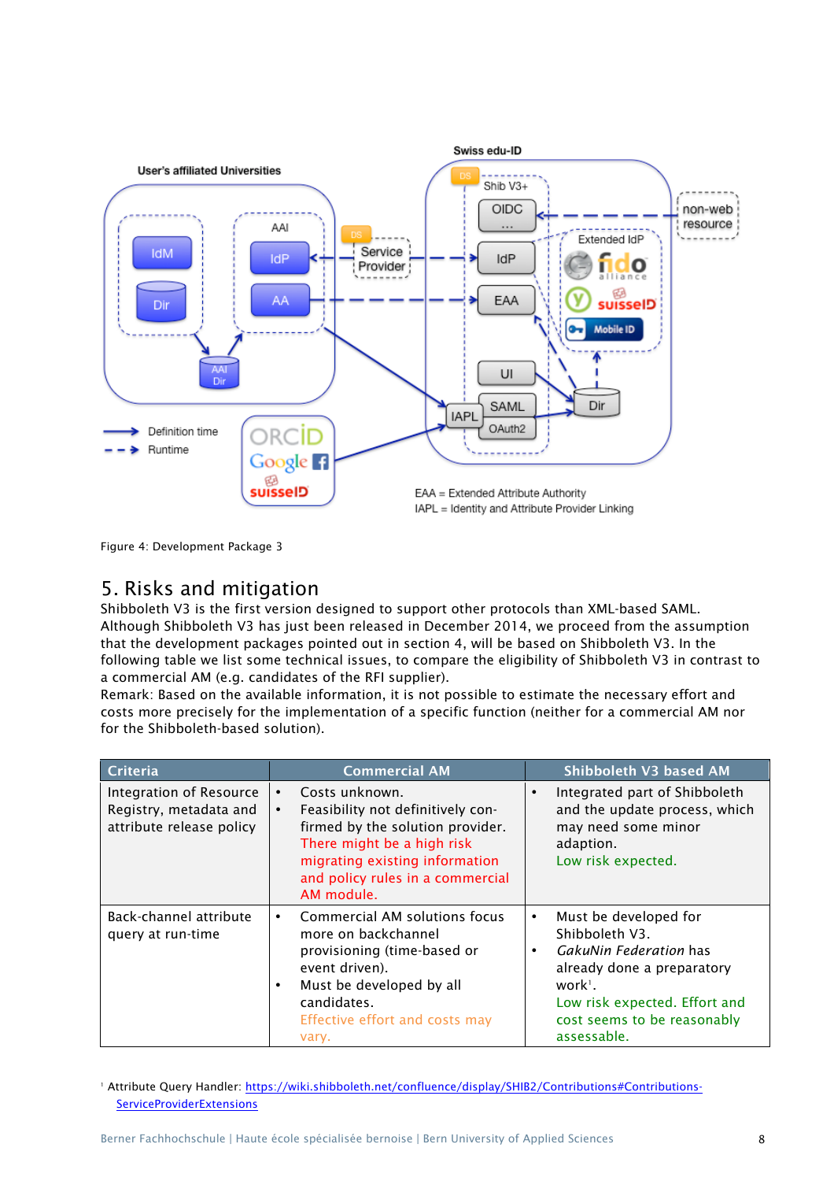Figure 4: Development Package 3

## 5. Risks and mitigation

Shibboleth V3 is the first version designed to support other protocols than XML-based SAML. Although Shibboleth V3 has just been released in December 2014, we proceed from the assumption that the development packages pointed out in section 4, will be based on Shibboleth V3. In the following table we list some technical issues, to compare the eligibility of Shibboleth V3 in contrast to a commercial AM (e.g. candidates of the RFI supplier).

Remark: Based on the available information, it is not possible to estimate the necessary effort and costs more precisely for the implementation of a specific function (neither for a commercial AM nor for the Shibboleth-based solution).

| Criteria | Commercial AM | Shibboleth V3 based AM |
|---|---|---|
| Integration of Resource Registry, metadata and attribute release policy | • Costs unknown.<br>• Feasibility not definitively confirmed by the solution provider. There might be a high risk migrating existing information and policy rules in a commercial AM module. | • Integrated part of Shibboleth and the update process, which may need some minor adaption. Low risk expected. |
| Back-channel attribute query at run-time | • Commercial AM solutions focus more on backchannel provisioning (time-based or event driven).<br>• Must be developed by all candidates. Effective effort and costs may vary. | • Must be developed for Shibboleth V3.<br>• *GakuNin Federation* has already done a preparatory work[1]. Low risk expected. Effort and cost seems to be reasonably assessable. |

[1] Attribute Query Handler: https://wiki.shibboleth.net/confluence/display/SHIB2/Contributions#Contributions-ServiceProviderExtensions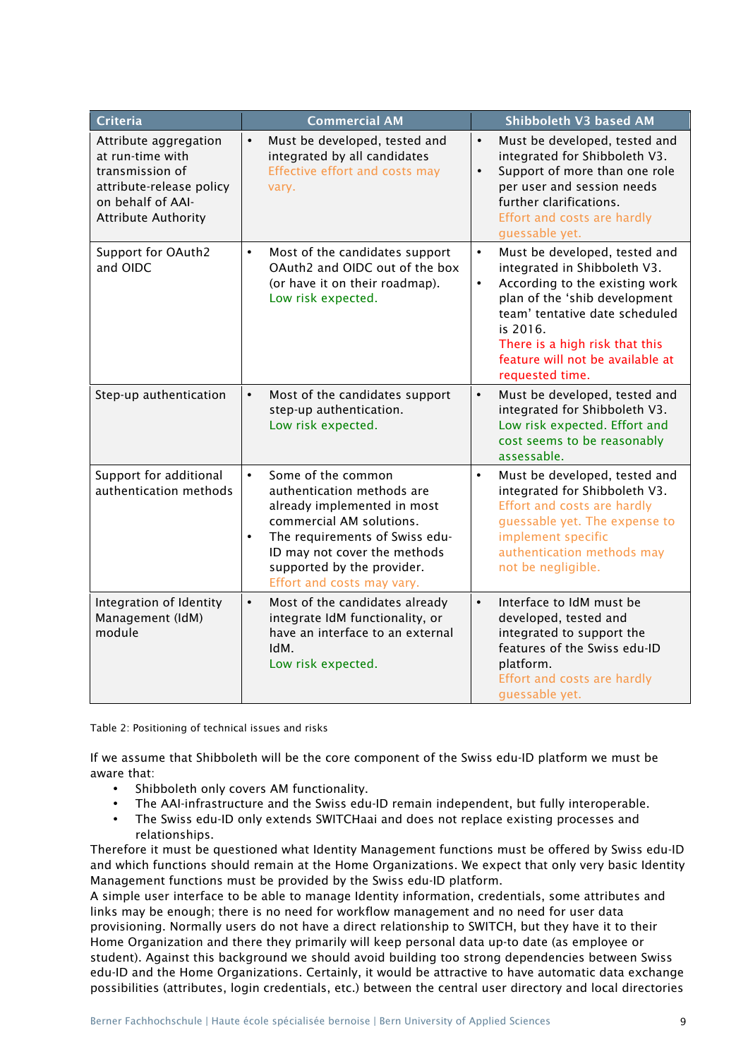| Criteria | Commercial AM | Shibboleth V3 based AM |
|---|---|---|
| Attribute aggregation at run-time with transmission of attribute-release policy on behalf of AAI-Attribute Authority | • Must be developed, tested and integrated by all candidates<br>Effective effort and costs may vary. | • Must be developed, tested and integrated for Shibboleth V3.<br>• Support of more than one role per user and session needs further clarifications.<br>Effort and costs are hardly guessable yet. |
| Support for OAuth2 and OIDC | • Most of the candidates support OAuth2 and OIDC out of the box (or have it on their roadmap).<br>Low risk expected. | • Must be developed, tested and integrated in Shibboleth V3.<br>• According to the existing work plan of the 'shib development team' tentative date scheduled is 2016.<br>There is a high risk that this feature will not be available at requested time. |
| Step-up authentication | • Most of the candidates support step-up authentication.<br>Low risk expected. | • Must be developed, tested and integrated for Shibboleth V3.<br>Low risk expected. Effort and cost seems to be reasonably assessable. |
| Support for additional authentication methods | • Some of the common authentication methods are already implemented in most commercial AM solutions.<br>• The requirements of Swiss edu-ID may not cover the methods supported by the provider.<br>Effort and costs may vary. | • Must be developed, tested and integrated for Shibboleth V3.<br>Effort and costs are hardly guessable yet. The expense to implement specific authentication methods may not be negligible. |
| Integration of Identity Management (IdM) module | • Most of the candidates already integrate IdM functionality, or have an interface to an external IdM.<br>Low risk expected. | • Interface to IdM must be developed, tested and integrated to support the features of the Swiss edu-ID platform.<br>Effort and costs are hardly guessable yet. |

Table 2: Positioning of technical issues and risks

If we assume that Shibboleth will be the core component of the Swiss edu-ID platform we must be aware that:

- Shibboleth only covers AM functionality.
- The AAI-infrastructure and the Swiss edu-ID remain independent, but fully interoperable.
- The Swiss edu-ID only extends SWITCHaai and does not replace existing processes and relationships.

Therefore it must be questioned what Identity Management functions must be offered by Swiss edu-ID and which functions should remain at the Home Organizations. We expect that only very basic Identity Management functions must be provided by the Swiss edu-ID platform.

A simple user interface to be able to manage Identity information, credentials, some attributes and links may be enough; there is no need for workflow management and no need for user data provisioning. Normally users do not have a direct relationship to SWITCH, but they have it to their Home Organization and there they primarily will keep personal data up-to date (as employee or student). Against this background we should avoid building too strong dependencies between Swiss edu-ID and the Home Organizations. Certainly, it would be attractive to have automatic data exchange possibilities (attributes, login credentials, etc.) between the central user directory and local directories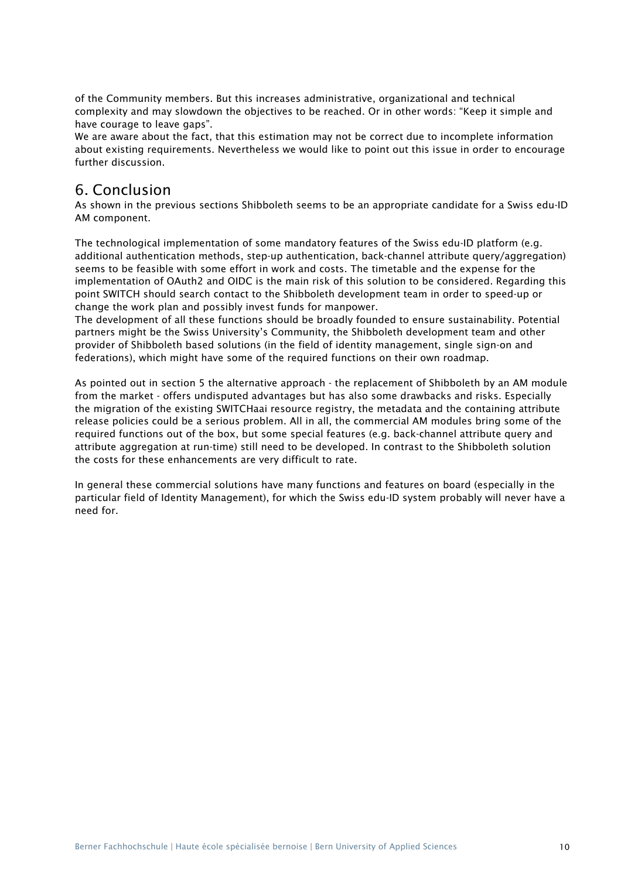of the Community members. But this increases administrative, organizational and technical complexity and may slowdown the objectives to be reached. Or in other words: "Keep it simple and have courage to leave gaps".
We are aware about the fact, that this estimation may not be correct due to incomplete information about existing requirements. Nevertheless we would like to point out this issue in order to encourage further discussion.

# 6. Conclusion

As shown in the previous sections Shibboleth seems to be an appropriate candidate for a Swiss edu-ID AM component.

The technological implementation of some mandatory features of the Swiss edu-ID platform (e.g. additional authentication methods, step-up authentication, back-channel attribute query/aggregation) seems to be feasible with some effort in work and costs. The timetable and the expense for the implementation of OAuth2 and OIDC is the main risk of this solution to be considered. Regarding this point SWITCH should search contact to the Shibboleth development team in order to speed-up or change the work plan and possibly invest funds for manpower.
The development of all these functions should be broadly founded to ensure sustainability. Potential partners might be the Swiss University's Community, the Shibboleth development team and other provider of Shibboleth based solutions (in the field of identity management, single sign-on and federations), which might have some of the required functions on their own roadmap.

As pointed out in section 5 the alternative approach - the replacement of Shibboleth by an AM module from the market - offers undisputed advantages but has also some drawbacks and risks. Especially the migration of the existing SWITCHaai resource registry, the metadata and the containing attribute release policies could be a serious problem. All in all, the commercial AM modules bring some of the required functions out of the box, but some special features (e.g. back-channel attribute query and attribute aggregation at run-time) still need to be developed. In contrast to the Shibboleth solution the costs for these enhancements are very difficult to rate.

In general these commercial solutions have many functions and features on board (especially in the particular field of Identity Management), for which the Swiss edu-ID system probably will never have a need for.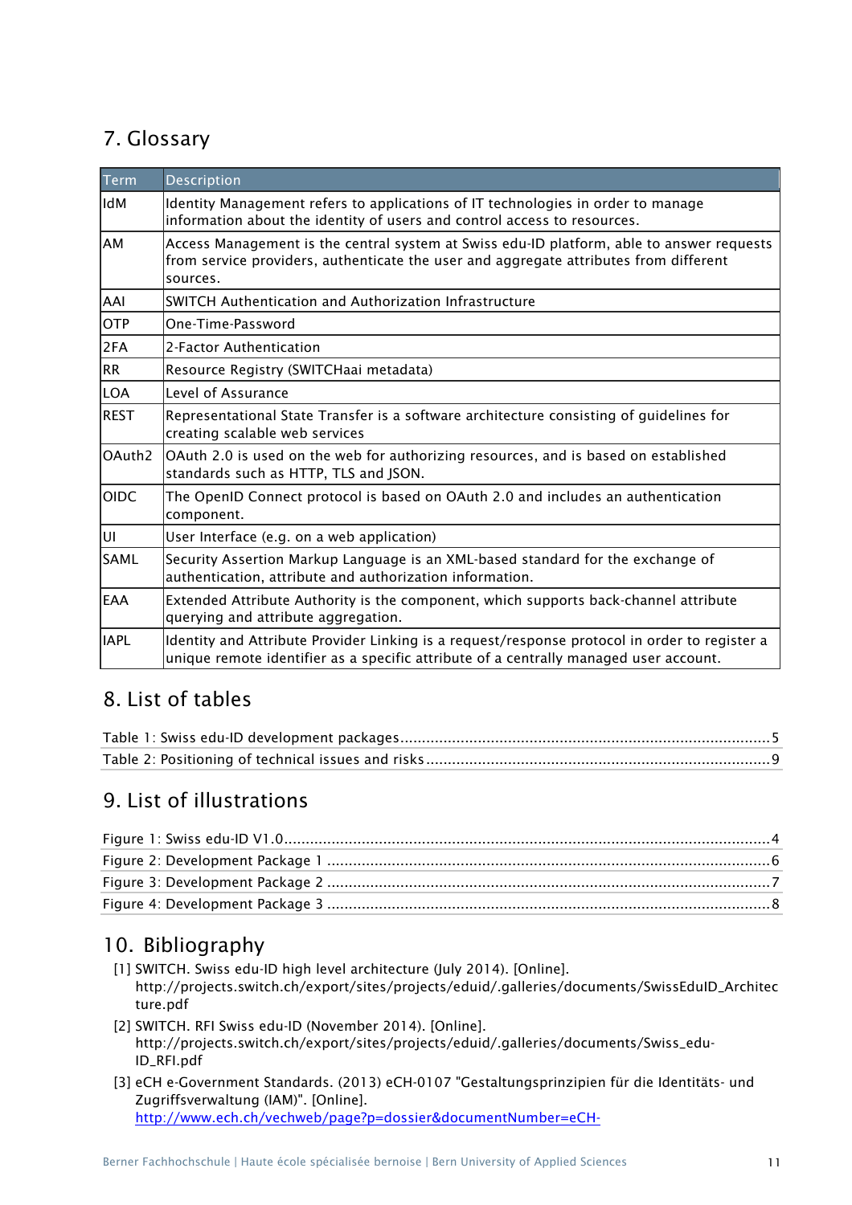# 7. Glossary

| Term | Description |
|---|---|
| IdM | Identity Management refers to applications of IT technologies in order to manage information about the identity of users and control access to resources. |
| AM | Access Management is the central system at Swiss edu-ID platform, able to answer requests from service providers, authenticate the user and aggregate attributes from different sources. |
| AAI | SWITCH Authentication and Authorization Infrastructure |
| OTP | One-Time-Password |
| 2FA | 2-Factor Authentication |
| RR | Resource Registry (SWITCHaai metadata) |
| LOA | Level of Assurance |
| REST | Representational State Transfer is a software architecture consisting of guidelines for creating scalable web services |
| OAuth2 | OAuth 2.0 is used on the web for authorizing resources, and is based on established standards such as HTTP, TLS and JSON. |
| OIDC | The OpenID Connect protocol is based on OAuth 2.0 and includes an authentication component. |
| UI | User Interface (e.g. on a web application) |
| SAML | Security Assertion Markup Language is an XML-based standard for the exchange of authentication, attribute and authorization information. |
| EAA | Extended Attribute Authority is the component, which supports back-channel attribute querying and attribute aggregation. |
| IAPL | Identity and Attribute Provider Linking is a request/response protocol in order to register a unique remote identifier as a specific attribute of a centrally managed user account. |

# 8. List of tables

Table 1: Swiss edu-ID development packages ..... 5
Table 2: Positioning of technical issues and risks ..... 9

# 9. List of illustrations

Figure 1: Swiss edu-ID V1.0 ..... 4
Figure 2: Development Package 1 ..... 6
Figure 3: Development Package 2 ..... 7
Figure 4: Development Package 3 ..... 8

# 10. Bibliography

[1] SWITCH. Swiss edu-ID high level architecture (July 2014). [Online]. http://projects.switch.ch/export/sites/projects/eduid/.galleries/documents/SwissEduID_Architecture.pdf

[2] SWITCH. RFI Swiss edu-ID (November 2014). [Online]. http://projects.switch.ch/export/sites/projects/eduid/.galleries/documents/Swiss_edu-ID_RFI.pdf

[3] eCH e-Government Standards. (2013) eCH-0107 "Gestaltungsprinzipien für die Identitäts- und Zugriffsverwaltung (IAM)". [Online]. http://www.ech.ch/vechweb/page?p=dossier&documentNumber=eCH-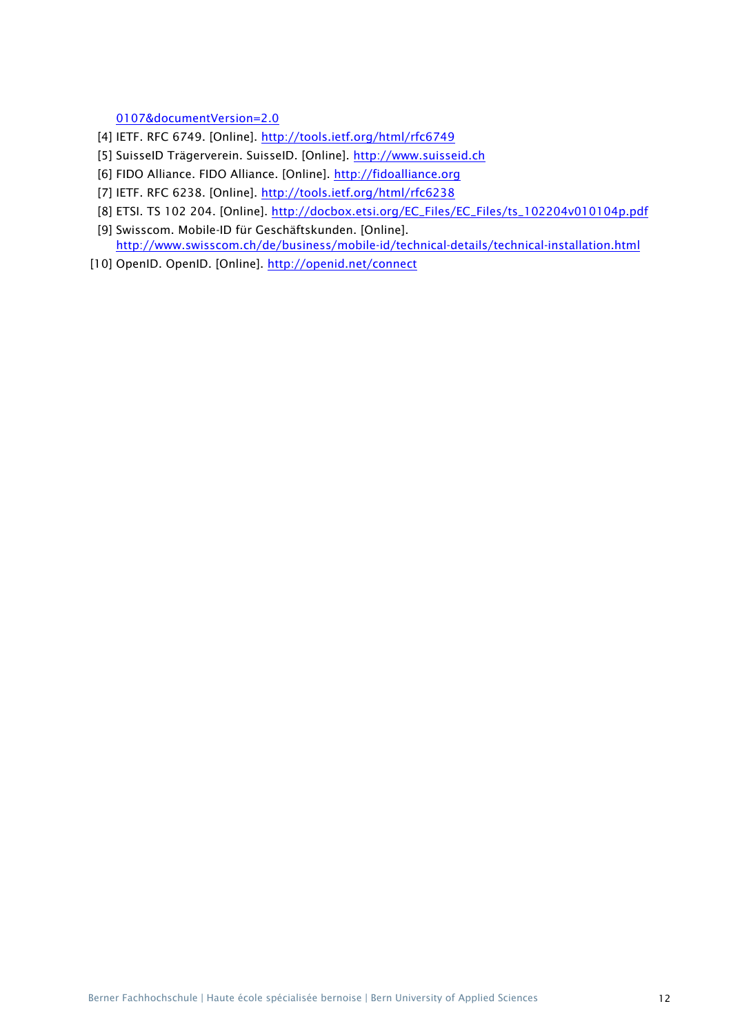0107&documentVersion=2.0

[4] IETF. RFC 6749. [Online]. http://tools.ietf.org/html/rfc6749

[5] SuisseID Trägerverein. SuisseID. [Online]. http://www.suisseid.ch

[6] FIDO Alliance. FIDO Alliance. [Online]. http://fidoalliance.org

[7] IETF. RFC 6238. [Online]. http://tools.ietf.org/html/rfc6238

[8] ETSI. TS 102 204. [Online]. http://docbox.etsi.org/EC_Files/EC_Files/ts_102204v010104p.pdf

[9] Swisscom. Mobile-ID für Geschäftskunden. [Online]. http://www.swisscom.ch/de/business/mobile-id/technical-details/technical-installation.html

[10] OpenID. OpenID. [Online]. http://openid.net/connect